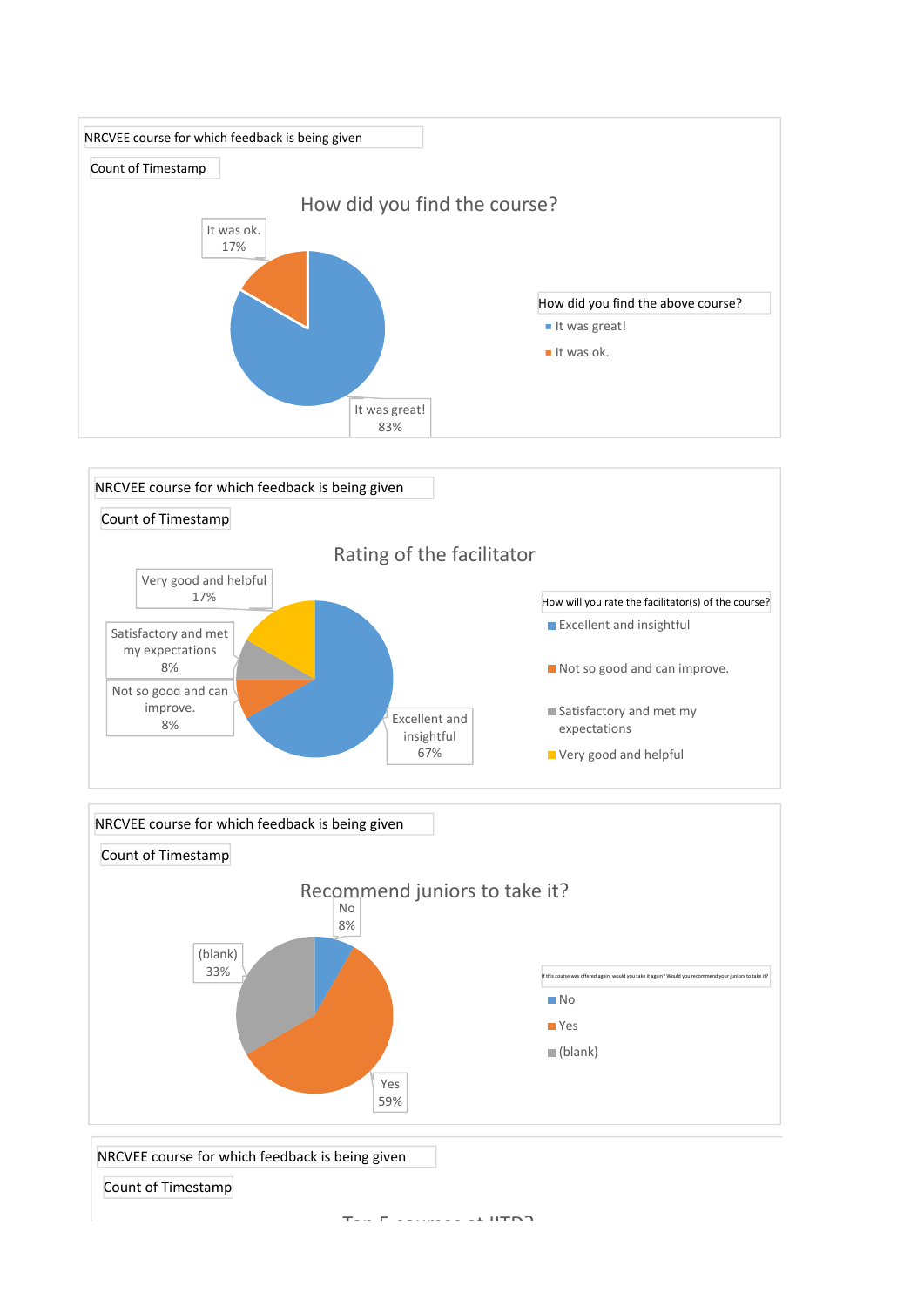NRCVEE course for which feedback is being given

Count of Timestamp

## How did you find the course?

It was ok.
17%

It was great!
83%

How did you find the above course?

- It was great!
- It was ok.

NRCVEE course for which feedback is being given

Count of Timestamp

## Rating of the facilitator

Very good and helpful
17%

Satisfactory and met my expectations
8%

Not so good and can improve.
8%

Excellent and insightful
67%

How will you rate the facilitator(s) of the course?

- Excellent and insightful
- Not so good and can improve.
- Satisfactory and met my expectations
- Very good and helpful

NRCVEE course for which feedback is being given

Count of Timestamp

## Recommend juniors to take it?

No
8%

(blank)
33%

Yes
59%

If this course was offered again, would you take it again? Would you recommend your juniors to take it?

- No
- Yes
- (blank)

NRCVEE course for which feedback is being given

Count of Timestamp

Top 5 courses at IITD?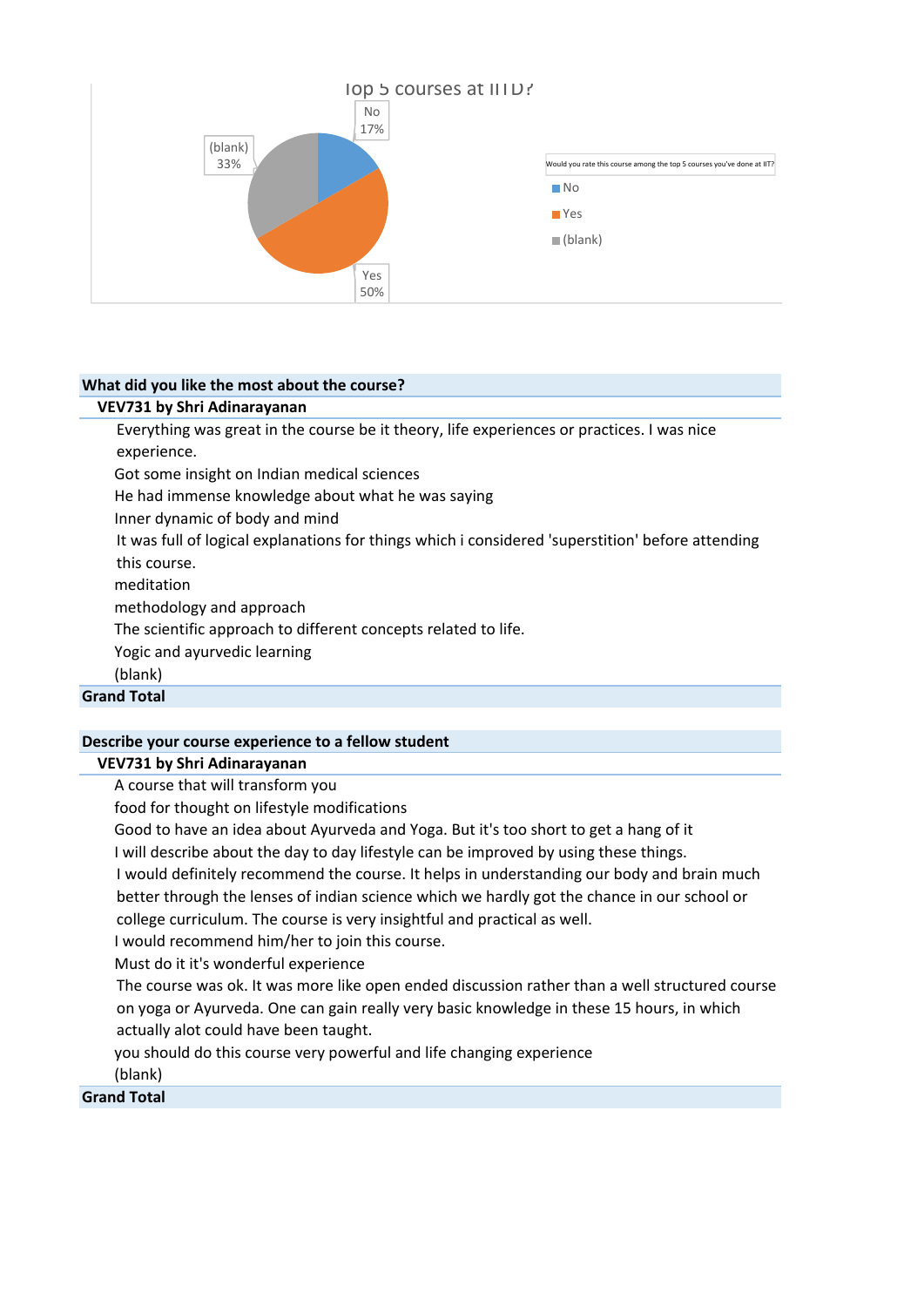Top 5 courses at IITD?

No
17%

(blank)
33%

Yes
50%

Would you rate this course among the top 5 courses you've done at IIT?

No

Yes

(blank)

| What did you like the most about the course? |
|---|
| **VEV731 by Shri Adinarayanan** |
| Everything was great in the course be it theory, life experiences or practices. I was nice experience. |
| Got some insight on Indian medical sciences |
| He had immense knowledge about what he was saying |
| Inner dynamic of body and mind |
| It was full of logical explanations for things which i considered 'superstition' before attending this course. |
| meditation |
| methodology and approach |
| The scientific approach to different concepts related to life. |
| Yogic and ayurvedic learning |
| (blank) |
| **Grand Total** |

| Describe your course experience to a fellow student |
|---|
| **VEV731 by Shri Adinarayanan** |
| A course that will transform you |
| food for thought on lifestyle modifications |
| Good to have an idea about Ayurveda and Yoga. But it's too short to get a hang of it |
| I will describe about the day to day lifestyle can be improved by using these things. |
| I would definitely recommend the course. It helps in understanding our body and brain much better through the lenses of indian science which we hardly got the chance in our school or college curriculum. The course is very insightful and practical as well. |
| I would recommend him/her to join this course. |
| Must do it it's wonderful experience |
| The course was ok. It was more like open ended discussion rather than a well structured course on yoga or Ayurveda. One can gain really very basic knowledge in these 15 hours, in which actually alot could have been taught. |
| you should do this course very powerful and life changing experience |
| (blank) |
| **Grand Total** |